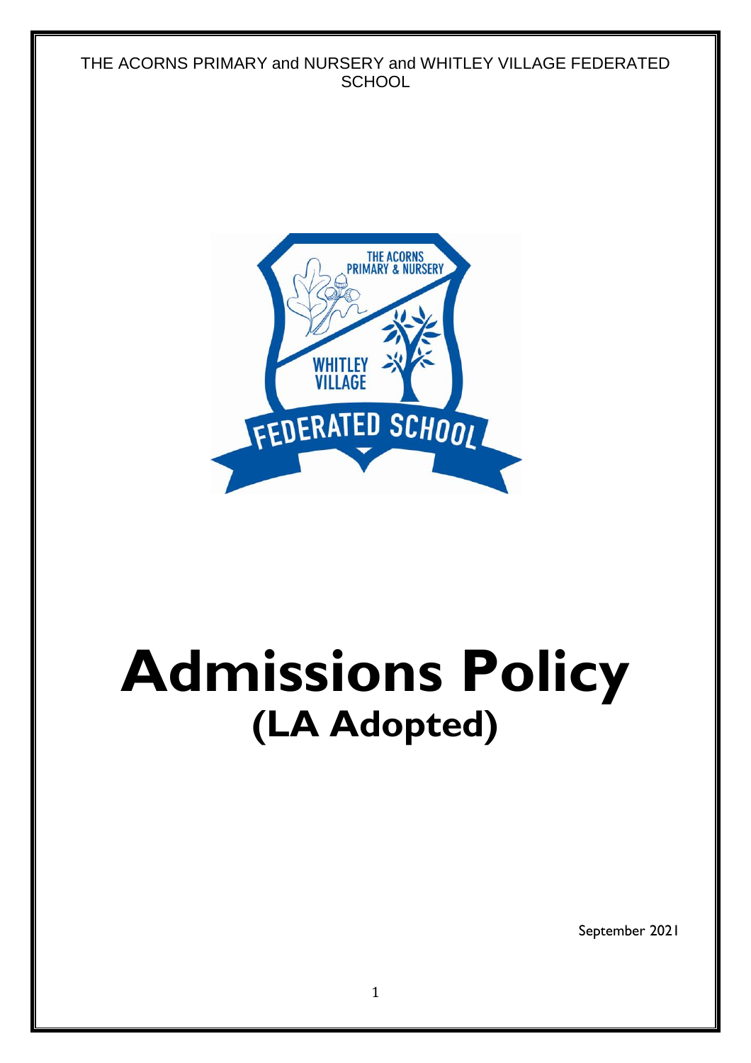THE ACORNS PRIMARY and NURSERY and WHITLEY VILLAGE FEDERATED SCHOOL

# Admissions Policy
## (LA Adopted)

September 2021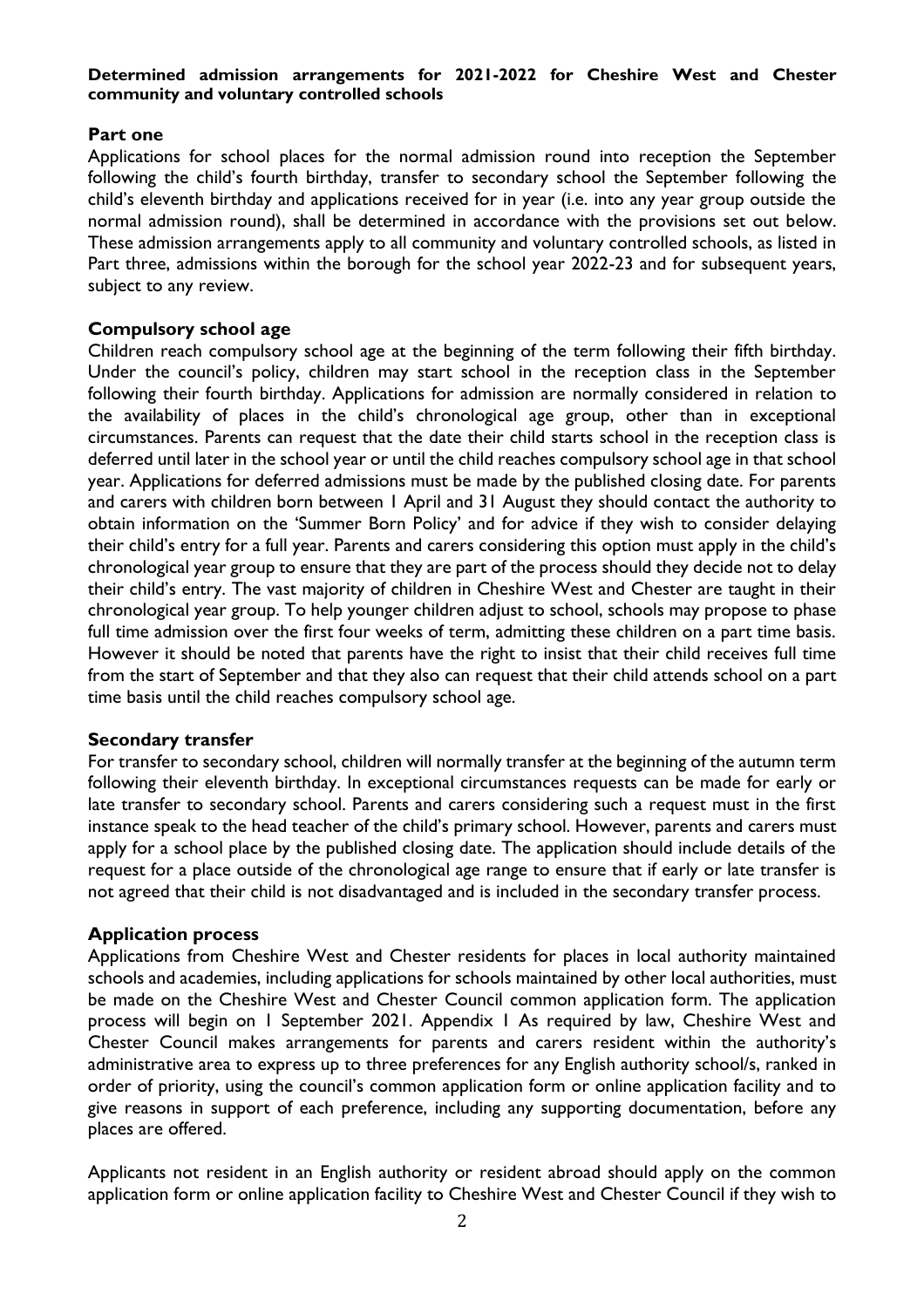**Determined admission arrangements for 2021-2022 for Cheshire West and Chester community and voluntary controlled schools**

## Part one

Applications for school places for the normal admission round into reception the September following the child's fourth birthday, transfer to secondary school the September following the child's eleventh birthday and applications received for in year (i.e. into any year group outside the normal admission round), shall be determined in accordance with the provisions set out below. These admission arrangements apply to all community and voluntary controlled schools, as listed in Part three, admissions within the borough for the school year 2022-23 and for subsequent years, subject to any review.

## Compulsory school age

Children reach compulsory school age at the beginning of the term following their fifth birthday. Under the council's policy, children may start school in the reception class in the September following their fourth birthday. Applications for admission are normally considered in relation to the availability of places in the child's chronological age group, other than in exceptional circumstances. Parents can request that the date their child starts school in the reception class is deferred until later in the school year or until the child reaches compulsory school age in that school year. Applications for deferred admissions must be made by the published closing date. For parents and carers with children born between 1 April and 31 August they should contact the authority to obtain information on the 'Summer Born Policy' and for advice if they wish to consider delaying their child's entry for a full year. Parents and carers considering this option must apply in the child's chronological year group to ensure that they are part of the process should they decide not to delay their child's entry. The vast majority of children in Cheshire West and Chester are taught in their chronological year group. To help younger children adjust to school, schools may propose to phase full time admission over the first four weeks of term, admitting these children on a part time basis. However it should be noted that parents have the right to insist that their child receives full time from the start of September and that they also can request that their child attends school on a part time basis until the child reaches compulsory school age.

## Secondary transfer

For transfer to secondary school, children will normally transfer at the beginning of the autumn term following their eleventh birthday. In exceptional circumstances requests can be made for early or late transfer to secondary school. Parents and carers considering such a request must in the first instance speak to the head teacher of the child's primary school. However, parents and carers must apply for a school place by the published closing date. The application should include details of the request for a place outside of the chronological age range to ensure that if early or late transfer is not agreed that their child is not disadvantaged and is included in the secondary transfer process.

## Application process

Applications from Cheshire West and Chester residents for places in local authority maintained schools and academies, including applications for schools maintained by other local authorities, must be made on the Cheshire West and Chester Council common application form. The application process will begin on 1 September 2021. Appendix 1 As required by law, Cheshire West and Chester Council makes arrangements for parents and carers resident within the authority's administrative area to express up to three preferences for any English authority school/s, ranked in order of priority, using the council's common application form or online application facility and to give reasons in support of each preference, including any supporting documentation, before any places are offered.

Applicants not resident in an English authority or resident abroad should apply on the common application form or online application facility to Cheshire West and Chester Council if they wish to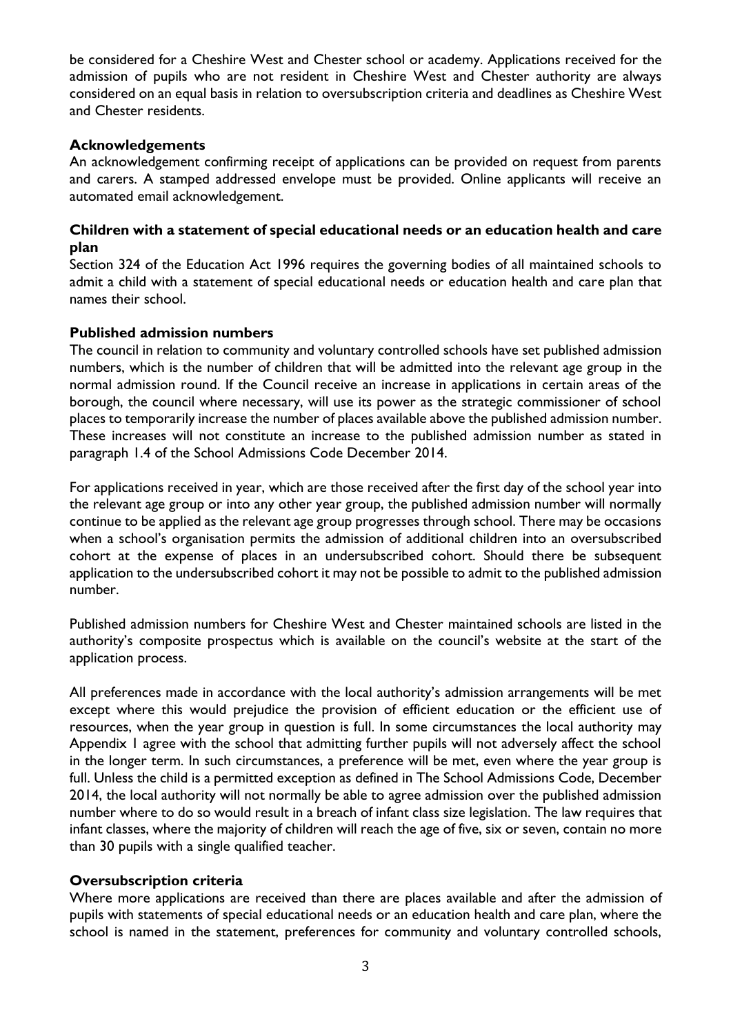be considered for a Cheshire West and Chester school or academy. Applications received for the admission of pupils who are not resident in Cheshire West and Chester authority are always considered on an equal basis in relation to oversubscription criteria and deadlines as Cheshire West and Chester residents.

**Acknowledgements**

An acknowledgement confirming receipt of applications can be provided on request from parents and carers. A stamped addressed envelope must be provided. Online applicants will receive an automated email acknowledgement.

**Children with a statement of special educational needs or an education health and care plan**

Section 324 of the Education Act 1996 requires the governing bodies of all maintained schools to admit a child with a statement of special educational needs or education health and care plan that names their school.

**Published admission numbers**

The council in relation to community and voluntary controlled schools have set published admission numbers, which is the number of children that will be admitted into the relevant age group in the normal admission round. If the Council receive an increase in applications in certain areas of the borough, the council where necessary, will use its power as the strategic commissioner of school places to temporarily increase the number of places available above the published admission number. These increases will not constitute an increase to the published admission number as stated in paragraph 1.4 of the School Admissions Code December 2014.

For applications received in year, which are those received after the first day of the school year into the relevant age group or into any other year group, the published admission number will normally continue to be applied as the relevant age group progresses through school. There may be occasions when a school's organisation permits the admission of additional children into an oversubscribed cohort at the expense of places in an undersubscribed cohort. Should there be subsequent application to the undersubscribed cohort it may not be possible to admit to the published admission number.

Published admission numbers for Cheshire West and Chester maintained schools are listed in the authority's composite prospectus which is available on the council's website at the start of the application process.

All preferences made in accordance with the local authority's admission arrangements will be met except where this would prejudice the provision of efficient education or the efficient use of resources, when the year group in question is full. In some circumstances the local authority may Appendix 1 agree with the school that admitting further pupils will not adversely affect the school in the longer term. In such circumstances, a preference will be met, even where the year group is full. Unless the child is a permitted exception as defined in The School Admissions Code, December 2014, the local authority will not normally be able to agree admission over the published admission number where to do so would result in a breach of infant class size legislation. The law requires that infant classes, where the majority of children will reach the age of five, six or seven, contain no more than 30 pupils with a single qualified teacher.

**Oversubscription criteria**

Where more applications are received than there are places available and after the admission of pupils with statements of special educational needs or an education health and care plan, where the school is named in the statement, preferences for community and voluntary controlled schools,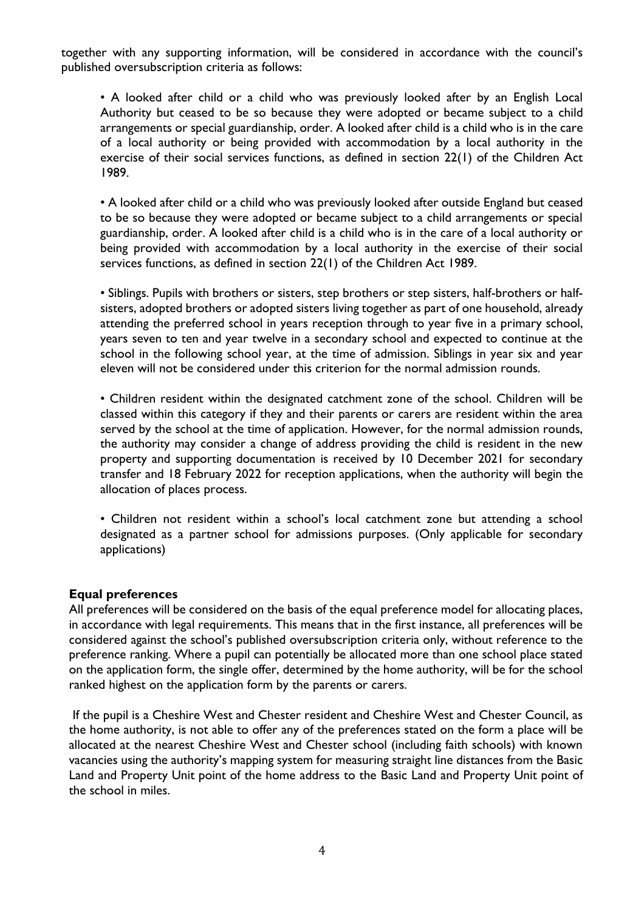together with any supporting information, will be considered in accordance with the council's published oversubscription criteria as follows:

- A looked after child or a child who was previously looked after by an English Local Authority but ceased to be so because they were adopted or became subject to a child arrangements or special guardianship, order. A looked after child is a child who is in the care of a local authority or being provided with accommodation by a local authority in the exercise of their social services functions, as defined in section 22(1) of the Children Act 1989.

- A looked after child or a child who was previously looked after outside England but ceased to be so because they were adopted or became subject to a child arrangements or special guardianship, order. A looked after child is a child who is in the care of a local authority or being provided with accommodation by a local authority in the exercise of their social services functions, as defined in section 22(1) of the Children Act 1989.

- Siblings. Pupils with brothers or sisters, step brothers or step sisters, half-brothers or half-sisters, adopted brothers or adopted sisters living together as part of one household, already attending the preferred school in years reception through to year five in a primary school, years seven to ten and year twelve in a secondary school and expected to continue at the school in the following school year, at the time of admission. Siblings in year six and year eleven will not be considered under this criterion for the normal admission rounds.

- Children resident within the designated catchment zone of the school. Children will be classed within this category if they and their parents or carers are resident within the area served by the school at the time of application. However, for the normal admission rounds, the authority may consider a change of address providing the child is resident in the new property and supporting documentation is received by 10 December 2021 for secondary transfer and 18 February 2022 for reception applications, when the authority will begin the allocation of places process.

- Children not resident within a school's local catchment zone but attending a school designated as a partner school for admissions purposes. (Only applicable for secondary applications)

**Equal preferences**

All preferences will be considered on the basis of the equal preference model for allocating places, in accordance with legal requirements. This means that in the first instance, all preferences will be considered against the school's published oversubscription criteria only, without reference to the preference ranking. Where a pupil can potentially be allocated more than one school place stated on the application form, the single offer, determined by the home authority, will be for the school ranked highest on the application form by the parents or carers.

If the pupil is a Cheshire West and Chester resident and Cheshire West and Chester Council, as the home authority, is not able to offer any of the preferences stated on the form a place will be allocated at the nearest Cheshire West and Chester school (including faith schools) with known vacancies using the authority's mapping system for measuring straight line distances from the Basic Land and Property Unit point of the home address to the Basic Land and Property Unit point of the school in miles.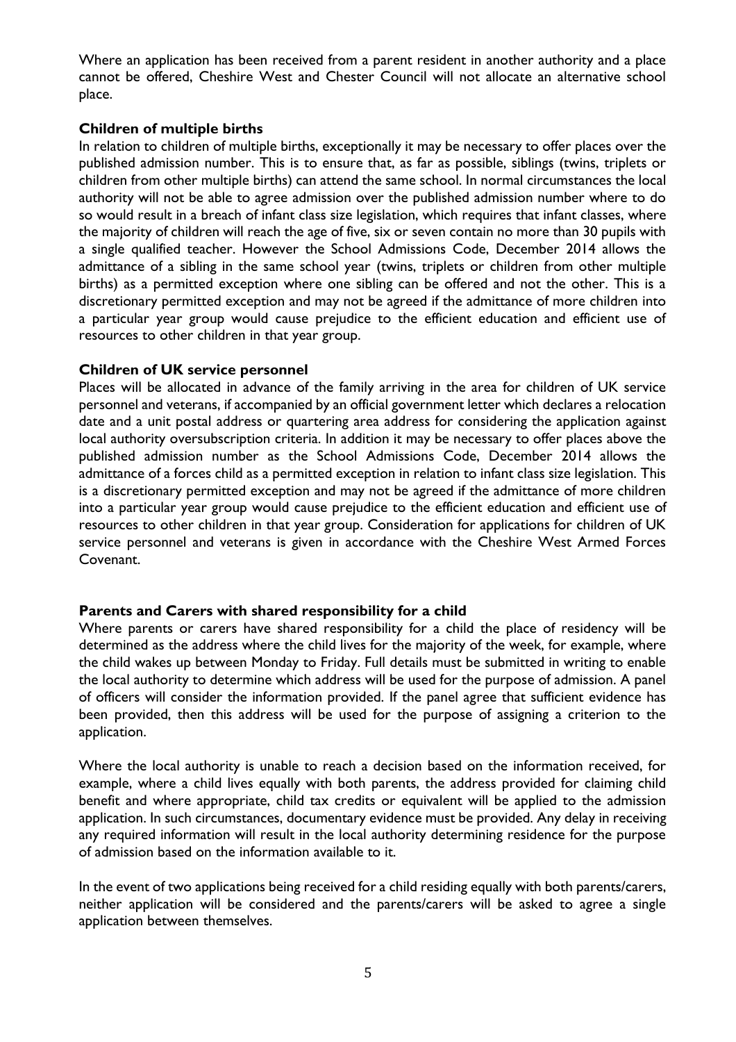Where an application has been received from a parent resident in another authority and a place cannot be offered, Cheshire West and Chester Council will not allocate an alternative school place.

**Children of multiple births**

In relation to children of multiple births, exceptionally it may be necessary to offer places over the published admission number. This is to ensure that, as far as possible, siblings (twins, triplets or children from other multiple births) can attend the same school. In normal circumstances the local authority will not be able to agree admission over the published admission number where to do so would result in a breach of infant class size legislation, which requires that infant classes, where the majority of children will reach the age of five, six or seven contain no more than 30 pupils with a single qualified teacher. However the School Admissions Code, December 2014 allows the admittance of a sibling in the same school year (twins, triplets or children from other multiple births) as a permitted exception where one sibling can be offered and not the other. This is a discretionary permitted exception and may not be agreed if the admittance of more children into a particular year group would cause prejudice to the efficient education and efficient use of resources to other children in that year group.

**Children of UK service personnel**

Places will be allocated in advance of the family arriving in the area for children of UK service personnel and veterans, if accompanied by an official government letter which declares a relocation date and a unit postal address or quartering area address for considering the application against local authority oversubscription criteria. In addition it may be necessary to offer places above the published admission number as the School Admissions Code, December 2014 allows the admittance of a forces child as a permitted exception in relation to infant class size legislation. This is a discretionary permitted exception and may not be agreed if the admittance of more children into a particular year group would cause prejudice to the efficient education and efficient use of resources to other children in that year group. Consideration for applications for children of UK service personnel and veterans is given in accordance with the Cheshire West Armed Forces Covenant.

**Parents and Carers with shared responsibility for a child**

Where parents or carers have shared responsibility for a child the place of residency will be determined as the address where the child lives for the majority of the week, for example, where the child wakes up between Monday to Friday. Full details must be submitted in writing to enable the local authority to determine which address will be used for the purpose of admission. A panel of officers will consider the information provided. If the panel agree that sufficient evidence has been provided, then this address will be used for the purpose of assigning a criterion to the application.

Where the local authority is unable to reach a decision based on the information received, for example, where a child lives equally with both parents, the address provided for claiming child benefit and where appropriate, child tax credits or equivalent will be applied to the admission application. In such circumstances, documentary evidence must be provided. Any delay in receiving any required information will result in the local authority determining residence for the purpose of admission based on the information available to it.

In the event of two applications being received for a child residing equally with both parents/carers, neither application will be considered and the parents/carers will be asked to agree a single application between themselves.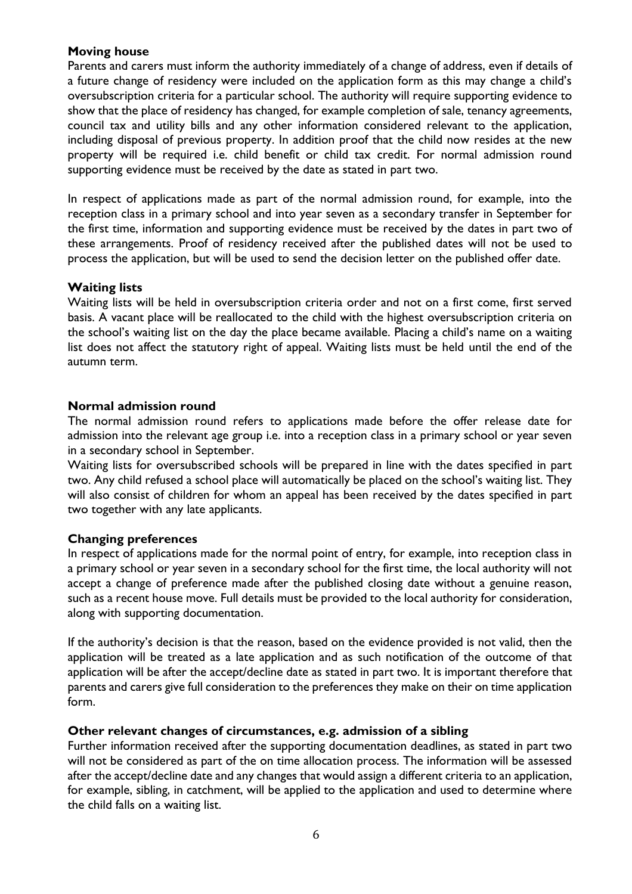**Moving house**

Parents and carers must inform the authority immediately of a change of address, even if details of a future change of residency were included on the application form as this may change a child's oversubscription criteria for a particular school. The authority will require supporting evidence to show that the place of residency has changed, for example completion of sale, tenancy agreements, council tax and utility bills and any other information considered relevant to the application, including disposal of previous property. In addition proof that the child now resides at the new property will be required i.e. child benefit or child tax credit. For normal admission round supporting evidence must be received by the date as stated in part two.

In respect of applications made as part of the normal admission round, for example, into the reception class in a primary school and into year seven as a secondary transfer in September for the first time, information and supporting evidence must be received by the dates in part two of these arrangements. Proof of residency received after the published dates will not be used to process the application, but will be used to send the decision letter on the published offer date.

**Waiting lists**

Waiting lists will be held in oversubscription criteria order and not on a first come, first served basis. A vacant place will be reallocated to the child with the highest oversubscription criteria on the school's waiting list on the day the place became available. Placing a child's name on a waiting list does not affect the statutory right of appeal. Waiting lists must be held until the end of the autumn term.

**Normal admission round**

The normal admission round refers to applications made before the offer release date for admission into the relevant age group i.e. into a reception class in a primary school or year seven in a secondary school in September.

Waiting lists for oversubscribed schools will be prepared in line with the dates specified in part two. Any child refused a school place will automatically be placed on the school's waiting list. They will also consist of children for whom an appeal has been received by the dates specified in part two together with any late applicants.

**Changing preferences**

In respect of applications made for the normal point of entry, for example, into reception class in a primary school or year seven in a secondary school for the first time, the local authority will not accept a change of preference made after the published closing date without a genuine reason, such as a recent house move. Full details must be provided to the local authority for consideration, along with supporting documentation.

If the authority's decision is that the reason, based on the evidence provided is not valid, then the application will be treated as a late application and as such notification of the outcome of that application will be after the accept/decline date as stated in part two. It is important therefore that parents and carers give full consideration to the preferences they make on their on time application form.

**Other relevant changes of circumstances, e.g. admission of a sibling**

Further information received after the supporting documentation deadlines, as stated in part two will not be considered as part of the on time allocation process. The information will be assessed after the accept/decline date and any changes that would assign a different criteria to an application, for example, sibling, in catchment, will be applied to the application and used to determine where the child falls on a waiting list.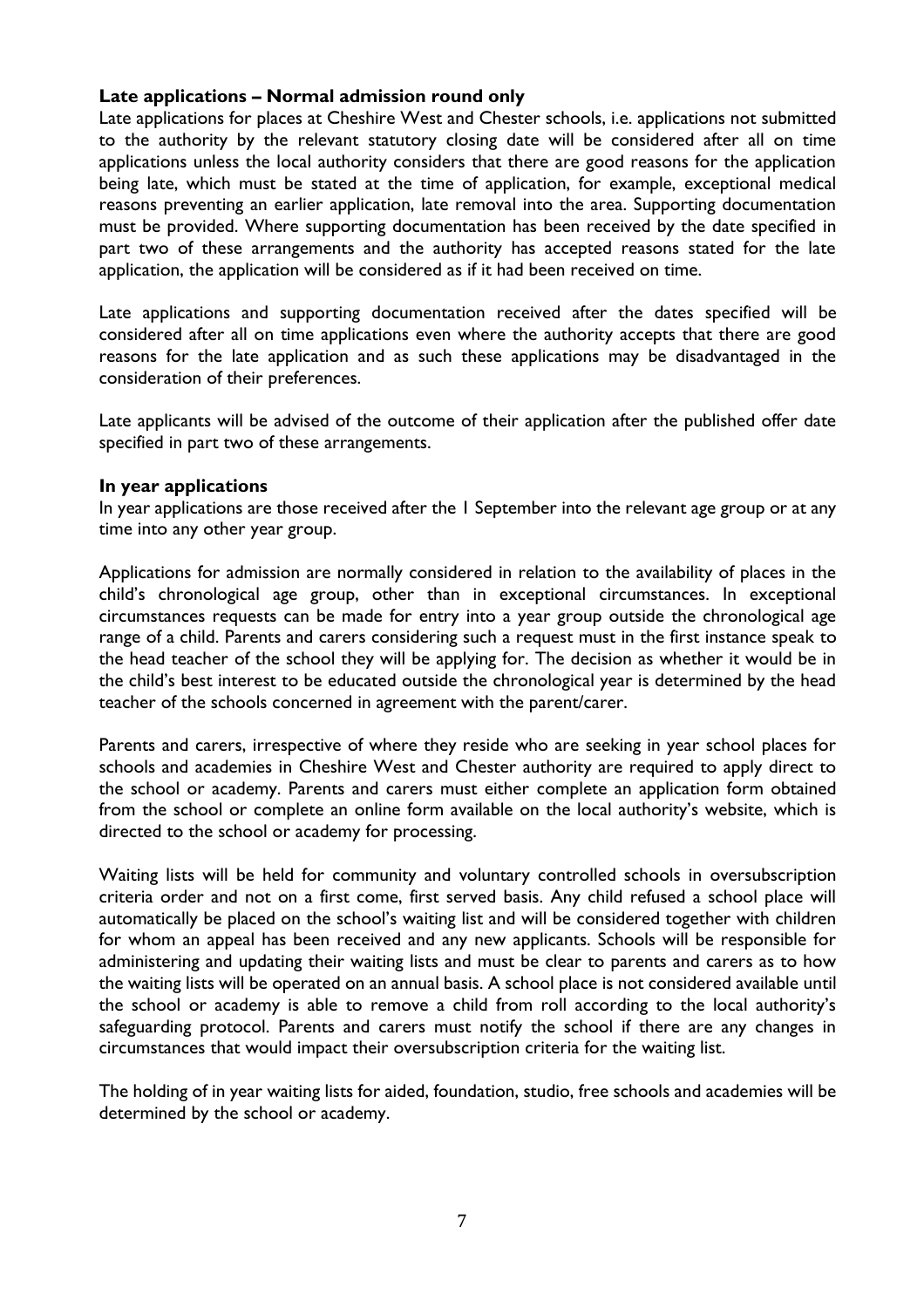### Late applications – Normal admission round only

Late applications for places at Cheshire West and Chester schools, i.e. applications not submitted to the authority by the relevant statutory closing date will be considered after all on time applications unless the local authority considers that there are good reasons for the application being late, which must be stated at the time of application, for example, exceptional medical reasons preventing an earlier application, late removal into the area. Supporting documentation must be provided. Where supporting documentation has been received by the date specified in part two of these arrangements and the authority has accepted reasons stated for the late application, the application will be considered as if it had been received on time.

Late applications and supporting documentation received after the dates specified will be considered after all on time applications even where the authority accepts that there are good reasons for the late application and as such these applications may be disadvantaged in the consideration of their preferences.

Late applicants will be advised of the outcome of their application after the published offer date specified in part two of these arrangements.

### In year applications

In year applications are those received after the 1 September into the relevant age group or at any time into any other year group.

Applications for admission are normally considered in relation to the availability of places in the child's chronological age group, other than in exceptional circumstances. In exceptional circumstances requests can be made for entry into a year group outside the chronological age range of a child. Parents and carers considering such a request must in the first instance speak to the head teacher of the school they will be applying for. The decision as whether it would be in the child's best interest to be educated outside the chronological year is determined by the head teacher of the schools concerned in agreement with the parent/carer.

Parents and carers, irrespective of where they reside who are seeking in year school places for schools and academies in Cheshire West and Chester authority are required to apply direct to the school or academy. Parents and carers must either complete an application form obtained from the school or complete an online form available on the local authority's website, which is directed to the school or academy for processing.

Waiting lists will be held for community and voluntary controlled schools in oversubscription criteria order and not on a first come, first served basis. Any child refused a school place will automatically be placed on the school's waiting list and will be considered together with children for whom an appeal has been received and any new applicants. Schools will be responsible for administering and updating their waiting lists and must be clear to parents and carers as to how the waiting lists will be operated on an annual basis. A school place is not considered available until the school or academy is able to remove a child from roll according to the local authority's safeguarding protocol. Parents and carers must notify the school if there are any changes in circumstances that would impact their oversubscription criteria for the waiting list.

The holding of in year waiting lists for aided, foundation, studio, free schools and academies will be determined by the school or academy.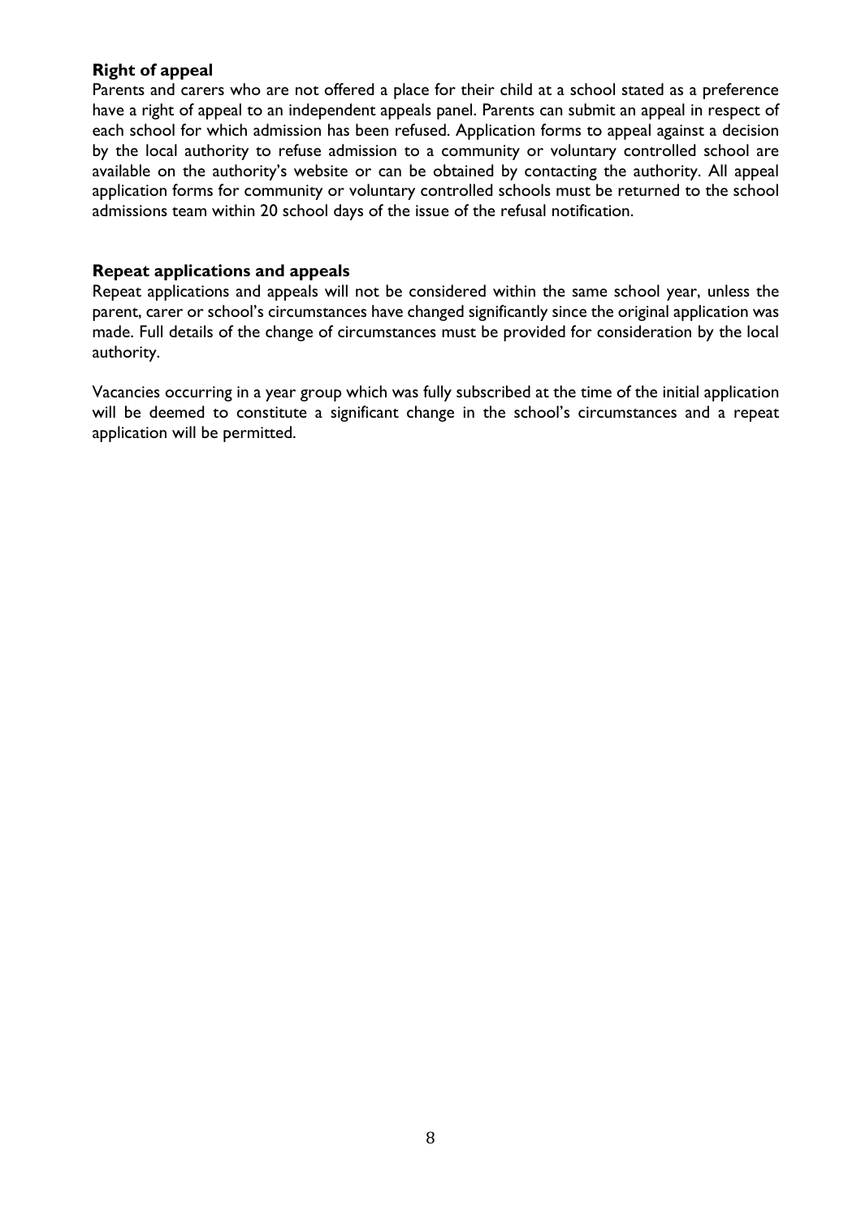**Right of appeal**

Parents and carers who are not offered a place for their child at a school stated as a preference have a right of appeal to an independent appeals panel. Parents can submit an appeal in respect of each school for which admission has been refused. Application forms to appeal against a decision by the local authority to refuse admission to a community or voluntary controlled school are available on the authority's website or can be obtained by contacting the authority. All appeal application forms for community or voluntary controlled schools must be returned to the school admissions team within 20 school days of the issue of the refusal notification.

**Repeat applications and appeals**

Repeat applications and appeals will not be considered within the same school year, unless the parent, carer or school's circumstances have changed significantly since the original application was made. Full details of the change of circumstances must be provided for consideration by the local authority.

Vacancies occurring in a year group which was fully subscribed at the time of the initial application will be deemed to constitute a significant change in the school's circumstances and a repeat application will be permitted.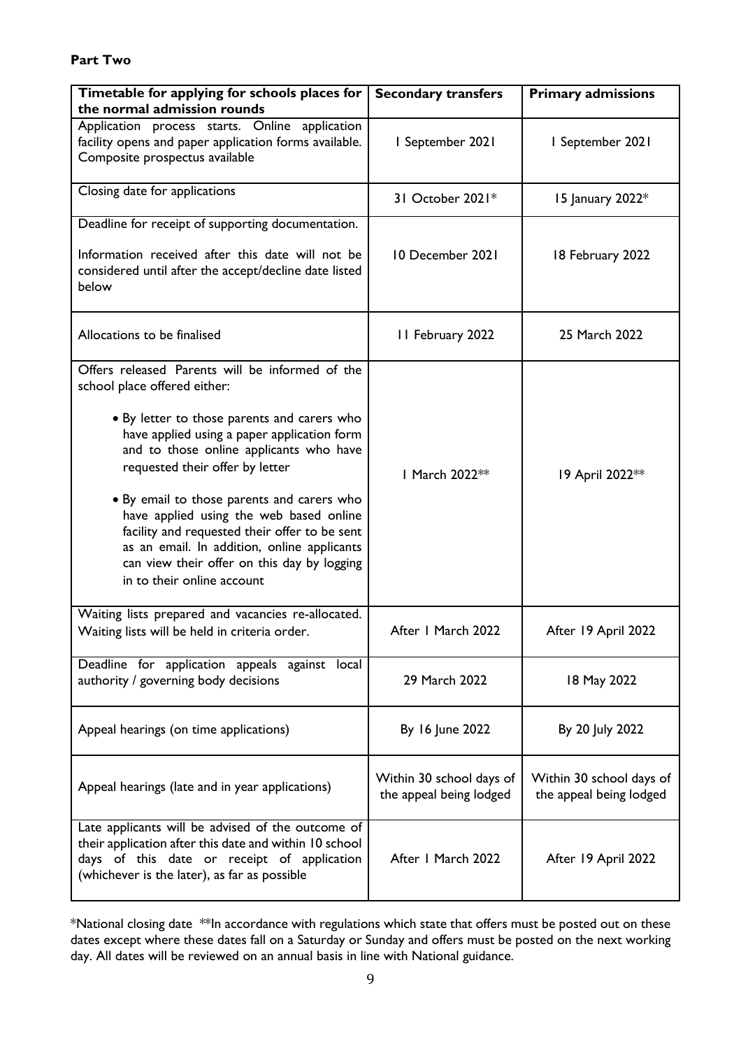**Part Two**

| Timetable for applying for schools places for the normal admission rounds | Secondary transfers | Primary admissions |
|---|---|---|
| Application process starts. Online application facility opens and paper application forms available. Composite prospectus available | 1 September 2021 | 1 September 2021 |
| Closing date for applications | 31 October 2021* | 15 January 2022* |
| Deadline for receipt of supporting documentation.<br><br>Information received after this date will not be considered until after the accept/decline date listed below | 10 December 2021 | 18 February 2022 |
| Allocations to be finalised | 11 February 2022 | 25 March 2022 |
| Offers released Parents will be informed of the school place offered either:<br><br>• By letter to those parents and carers who have applied using a paper application form and to those online applicants who have requested their offer by letter<br><br>• By email to those parents and carers who have applied using the web based online facility and requested their offer to be sent as an email. In addition, online applicants can view their offer on this day by logging in to their online account | 1 March 2022** | 19 April 2022** |
| Waiting lists prepared and vacancies re-allocated. Waiting lists will be held in criteria order. | After 1 March 2022 | After 19 April 2022 |
| Deadline for application appeals against local authority / governing body decisions | 29 March 2022 | 18 May 2022 |
| Appeal hearings (on time applications) | By 16 June 2022 | By 20 July 2022 |
| Appeal hearings (late and in year applications) | Within 30 school days of the appeal being lodged | Within 30 school days of the appeal being lodged |
| Late applicants will be advised of the outcome of their application after this date and within 10 school days of this date or receipt of application (whichever is the later), as far as possible | After 1 March 2022 | After 19 April 2022 |

*National closing date **In accordance with regulations which state that offers must be posted out on these dates except where these dates fall on a Saturday or Sunday and offers must be posted on the next working day. All dates will be reviewed on an annual basis in line with National guidance.